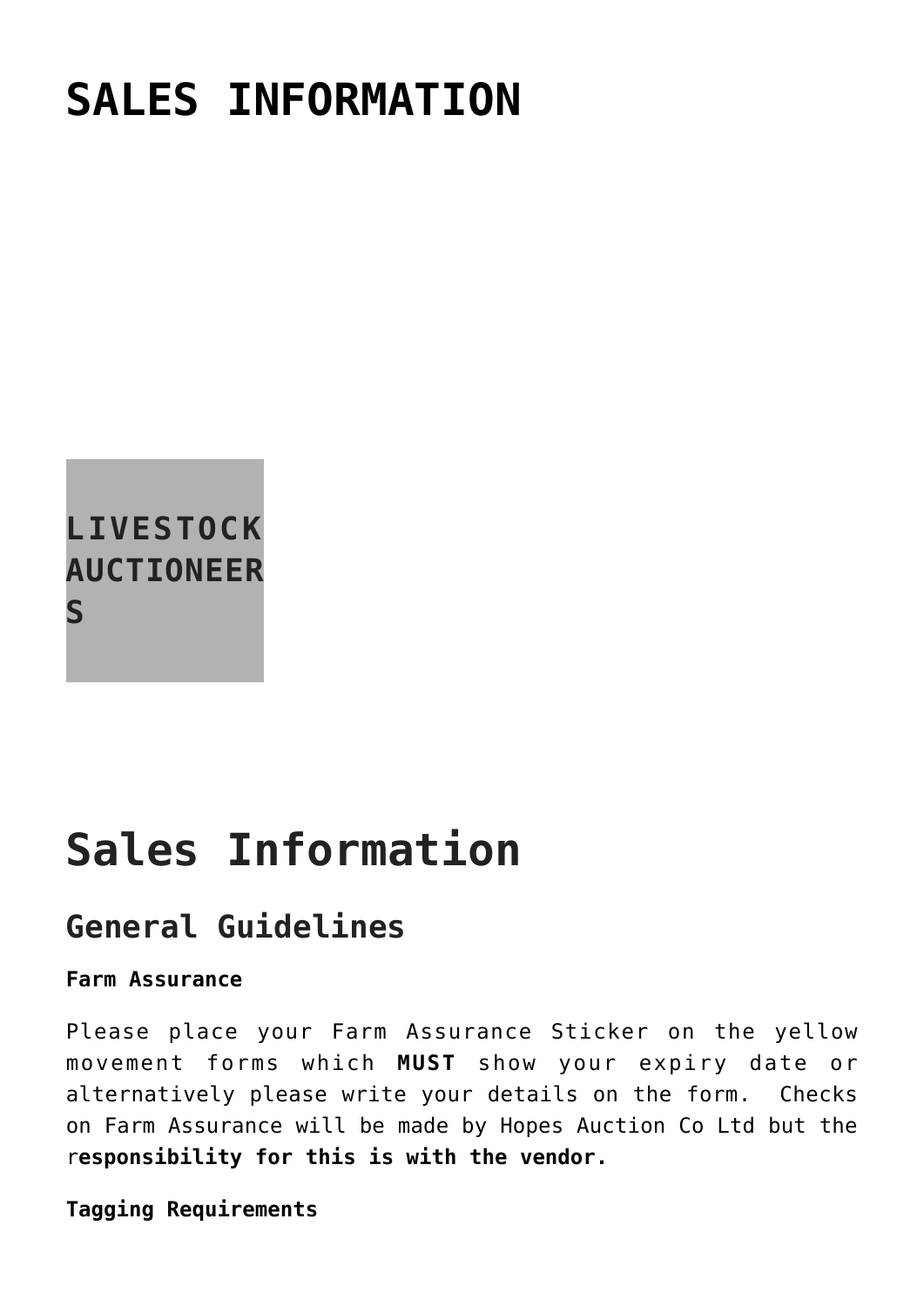# SALES INFORMATION

LIVESTOCK AUCTIONEERS

# Sales Information

## General Guidelines

**Farm Assurance**

Please place your Farm Assurance Sticker on the yellow movement forms which **MUST** show your expiry date or alternatively please write your details on the form. Checks on Farm Assurance will be made by Hopes Auction Co Ltd but the r**esponsibility for this is with the vendor.**

**Tagging Requirements**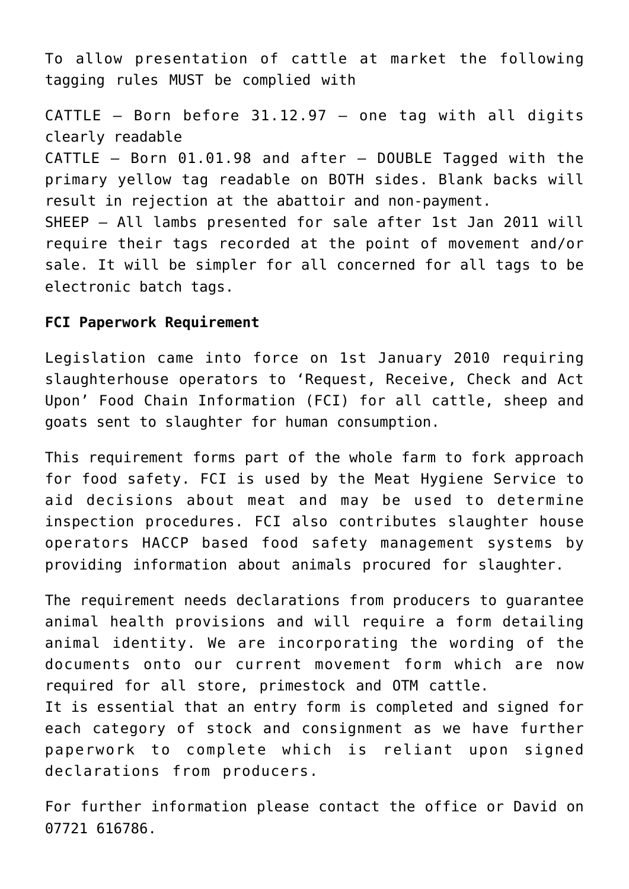To allow presentation of cattle at market the following tagging rules MUST be complied with

CATTLE – Born before 31.12.97 – one tag with all digits clearly readable
CATTLE – Born 01.01.98 and after – DOUBLE Tagged with the primary yellow tag readable on BOTH sides. Blank backs will result in rejection at the abattoir and non-payment.
SHEEP – All lambs presented for sale after 1st Jan 2011 will require their tags recorded at the point of movement and/or sale. It will be simpler for all concerned for all tags to be electronic batch tags.

**FCI Paperwork Requirement**

Legislation came into force on 1st January 2010 requiring slaughterhouse operators to 'Request, Receive, Check and Act Upon' Food Chain Information (FCI) for all cattle, sheep and goats sent to slaughter for human consumption.

This requirement forms part of the whole farm to fork approach for food safety. FCI is used by the Meat Hygiene Service to aid decisions about meat and may be used to determine inspection procedures. FCI also contributes slaughter house operators HACCP based food safety management systems by providing information about animals procured for slaughter.

The requirement needs declarations from producers to guarantee animal health provisions and will require a form detailing animal identity. We are incorporating the wording of the documents onto our current movement form which are now required for all store, primestock and OTM cattle.
It is essential that an entry form is completed and signed for each category of stock and consignment as we have further paperwork to complete which is reliant upon signed declarations from producers.

For further information please contact the office or David on 07721 616786.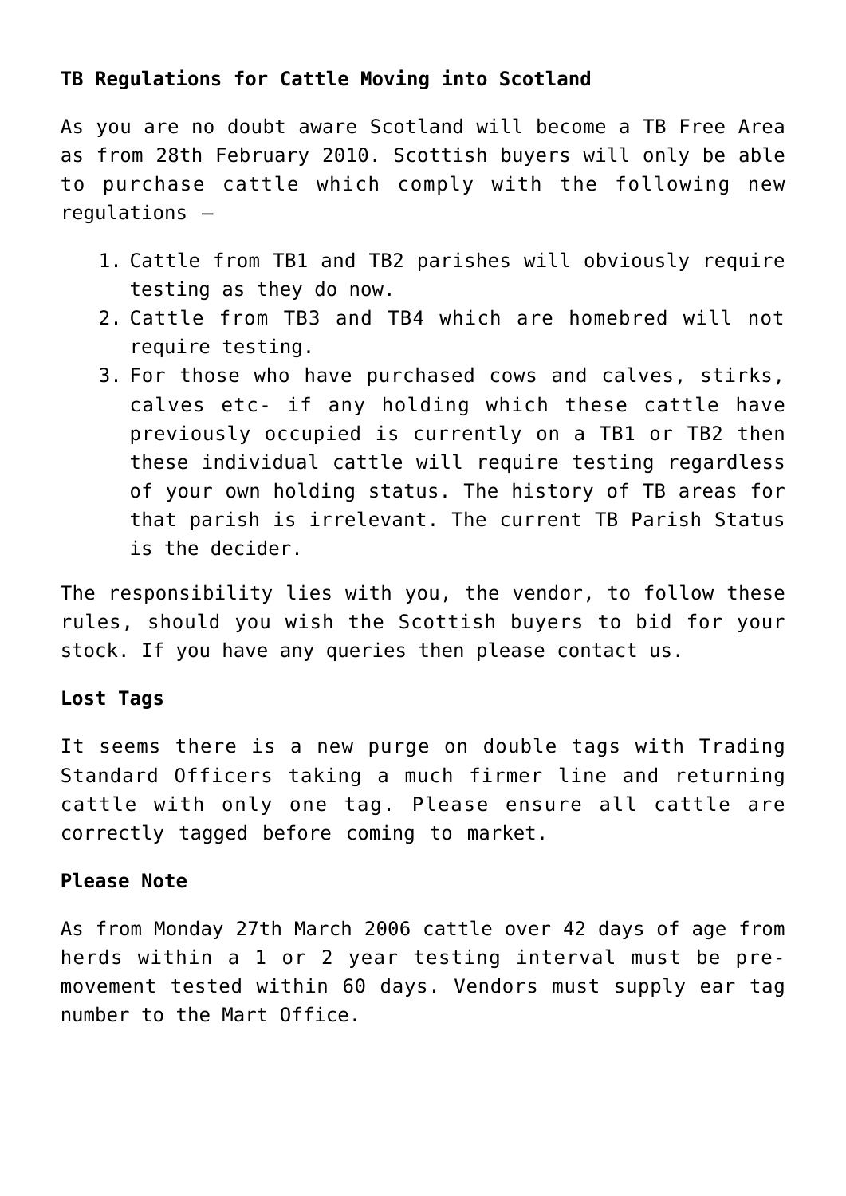**TB Regulations for Cattle Moving into Scotland**

As you are no doubt aware Scotland will become a TB Free Area as from 28th February 2010. Scottish buyers will only be able to purchase cattle which comply with the following new regulations –

1. Cattle from TB1 and TB2 parishes will obviously require testing as they do now.
2. Cattle from TB3 and TB4 which are homebred will not require testing.
3. For those who have purchased cows and calves, stirks, calves etc- if any holding which these cattle have previously occupied is currently on a TB1 or TB2 then these individual cattle will require testing regardless of your own holding status. The history of TB areas for that parish is irrelevant. The current TB Parish Status is the decider.

The responsibility lies with you, the vendor, to follow these rules, should you wish the Scottish buyers to bid for your stock. If you have any queries then please contact us.

**Lost Tags**

It seems there is a new purge on double tags with Trading Standard Officers taking a much firmer line and returning cattle with only one tag. Please ensure all cattle are correctly tagged before coming to market.

**Please Note**

As from Monday 27th March 2006 cattle over 42 days of age from herds within a 1 or 2 year testing interval must be pre-movement tested within 60 days. Vendors must supply ear tag number to the Mart Office.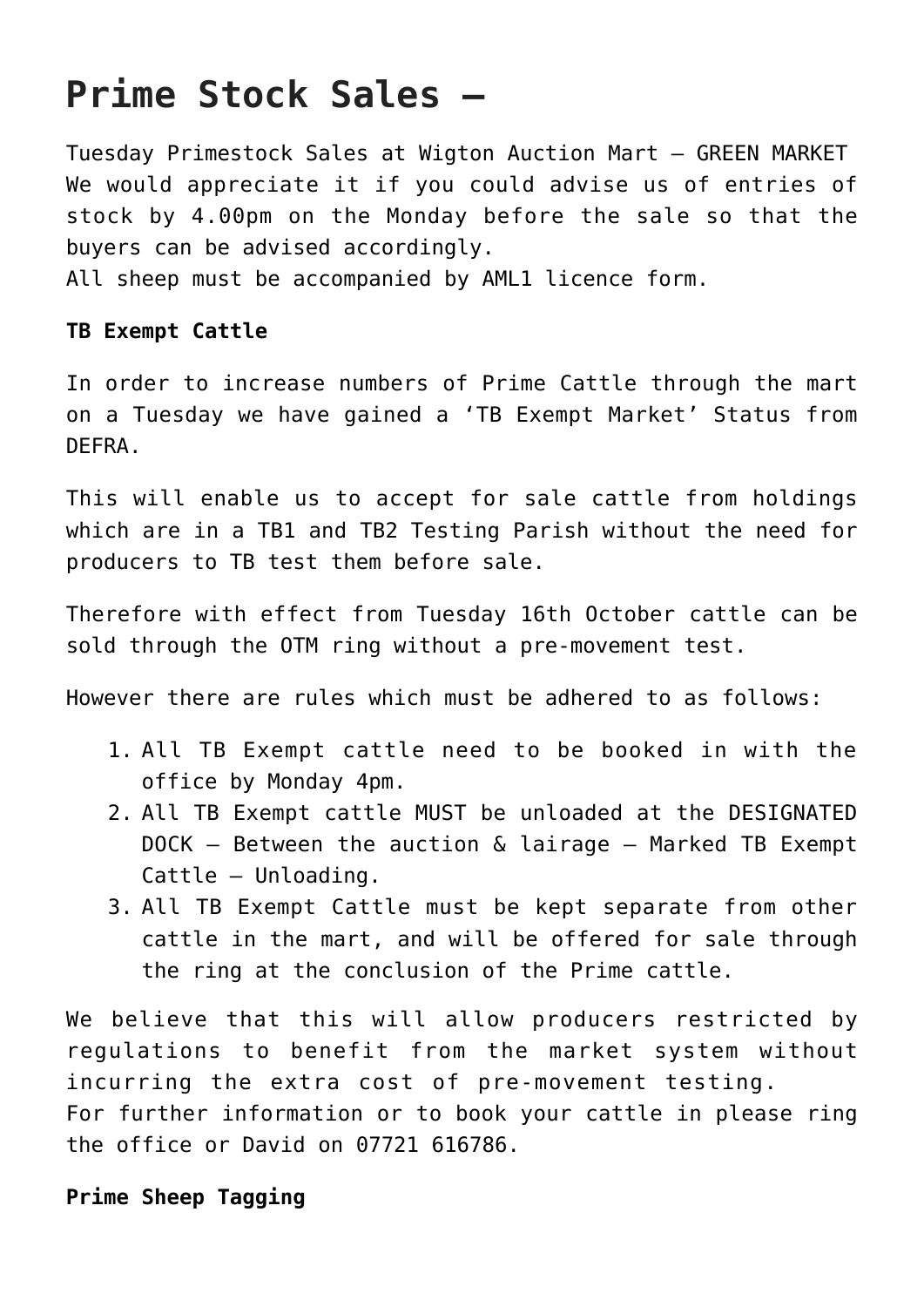# Prime Stock Sales –

Tuesday Primestock Sales at Wigton Auction Mart – GREEN MARKET
We would appreciate it if you could advise us of entries of stock by 4.00pm on the Monday before the sale so that the buyers can be advised accordingly.
All sheep must be accompanied by AML1 licence form.

**TB Exempt Cattle**

In order to increase numbers of Prime Cattle through the mart on a Tuesday we have gained a 'TB Exempt Market' Status from DEFRA.

This will enable us to accept for sale cattle from holdings which are in a TB1 and TB2 Testing Parish without the need for producers to TB test them before sale.

Therefore with effect from Tuesday 16th October cattle can be sold through the OTM ring without a pre-movement test.

However there are rules which must be adhered to as follows:

1. All TB Exempt cattle need to be booked in with the office by Monday 4pm.
2. All TB Exempt cattle MUST be unloaded at the DESIGNATED DOCK – Between the auction & lairage – Marked TB Exempt Cattle – Unloading.
3. All TB Exempt Cattle must be kept separate from other cattle in the mart, and will be offered for sale through the ring at the conclusion of the Prime cattle.

We believe that this will allow producers restricted by regulations to benefit from the market system without incurring the extra cost of pre-movement testing.
For further information or to book your cattle in please ring the office or David on 07721 616786.

**Prime Sheep Tagging**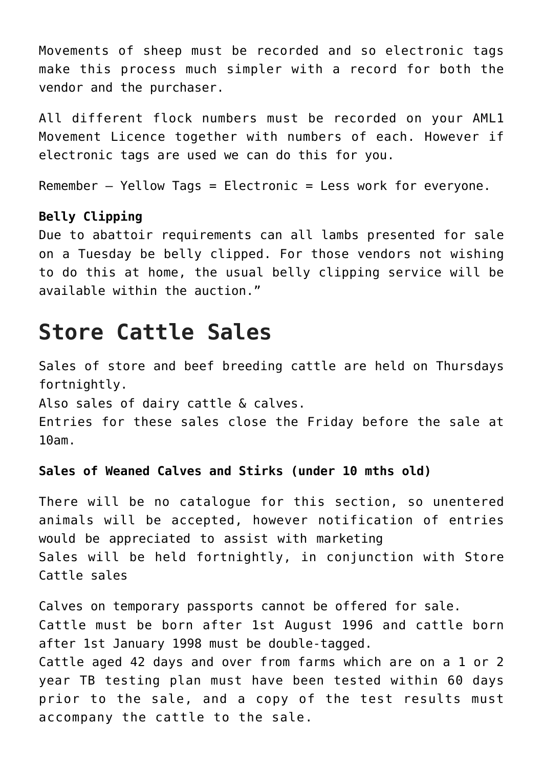Movements of sheep must be recorded and so electronic tags make this process much simpler with a record for both the vendor and the purchaser.

All different flock numbers must be recorded on your AML1 Movement Licence together with numbers of each. However if electronic tags are used we can do this for you.

Remember – Yellow Tags = Electronic = Less work for everyone.

**Belly Clipping**
Due to abattoir requirements can all lambs presented for sale on a Tuesday be belly clipped. For those vendors not wishing to do this at home, the usual belly clipping service will be available within the auction."

# Store Cattle Sales

Sales of store and beef breeding cattle are held on Thursdays fortnightly.
Also sales of dairy cattle & calves.
Entries for these sales close the Friday before the sale at 10am.

**Sales of Weaned Calves and Stirks (under 10 mths old)**

There will be no catalogue for this section, so unentered animals will be accepted, however notification of entries would be appreciated to assist with marketing
Sales will be held fortnightly, in conjunction with Store Cattle sales

Calves on temporary passports cannot be offered for sale.
Cattle must be born after 1st August 1996 and cattle born after 1st January 1998 must be double-tagged.
Cattle aged 42 days and over from farms which are on a 1 or 2 year TB testing plan must have been tested within 60 days prior to the sale, and a copy of the test results must accompany the cattle to the sale.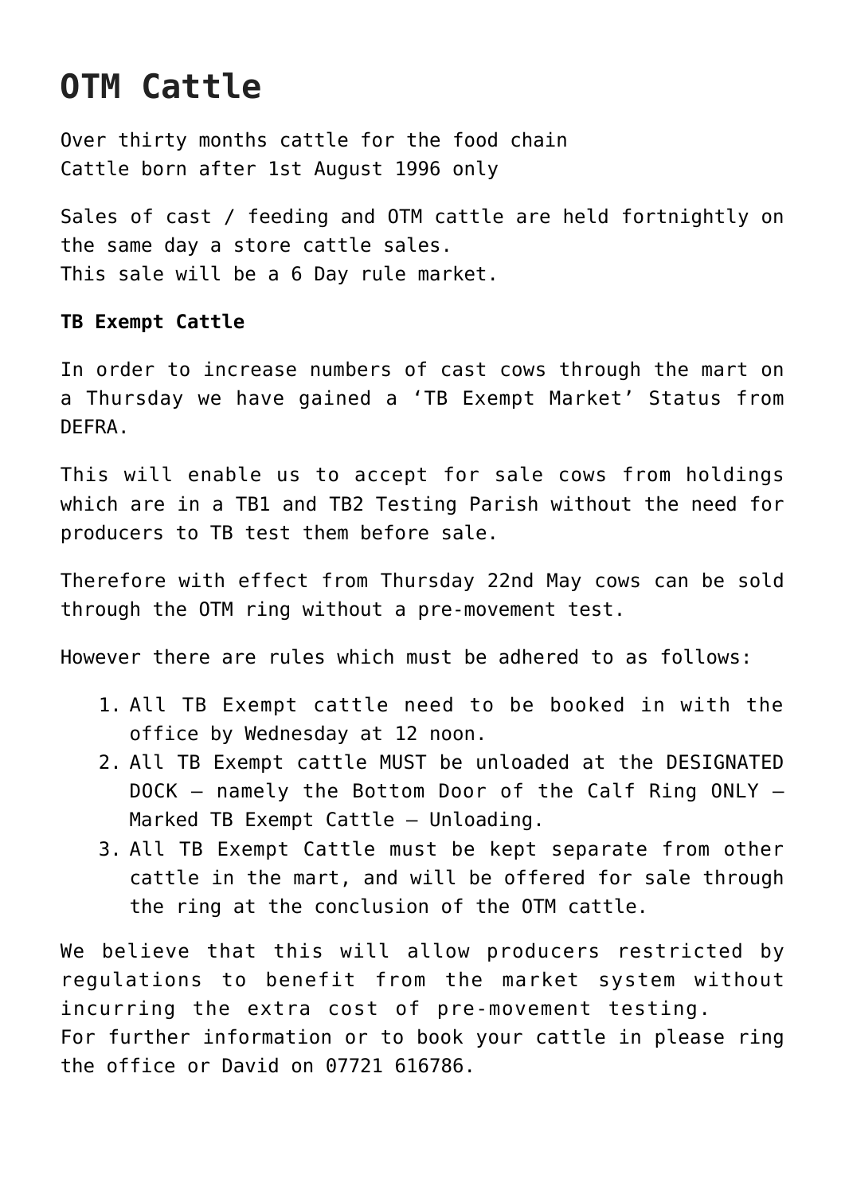# OTM Cattle

Over thirty months cattle for the food chain
Cattle born after 1st August 1996 only

Sales of cast / feeding and OTM cattle are held fortnightly on the same day a store cattle sales.
This sale will be a 6 Day rule market.

**TB Exempt Cattle**

In order to increase numbers of cast cows through the mart on a Thursday we have gained a 'TB Exempt Market' Status from DEFRA.

This will enable us to accept for sale cows from holdings which are in a TB1 and TB2 Testing Parish without the need for producers to TB test them before sale.

Therefore with effect from Thursday 22nd May cows can be sold through the OTM ring without a pre-movement test.

However there are rules which must be adhered to as follows:

1. All TB Exempt cattle need to be booked in with the office by Wednesday at 12 noon.
2. All TB Exempt cattle MUST be unloaded at the DESIGNATED DOCK – namely the Bottom Door of the Calf Ring ONLY – Marked TB Exempt Cattle – Unloading.
3. All TB Exempt Cattle must be kept separate from other cattle in the mart, and will be offered for sale through the ring at the conclusion of the OTM cattle.

We believe that this will allow producers restricted by regulations to benefit from the market system without incurring the extra cost of pre-movement testing.
For further information or to book your cattle in please ring the office or David on 07721 616786.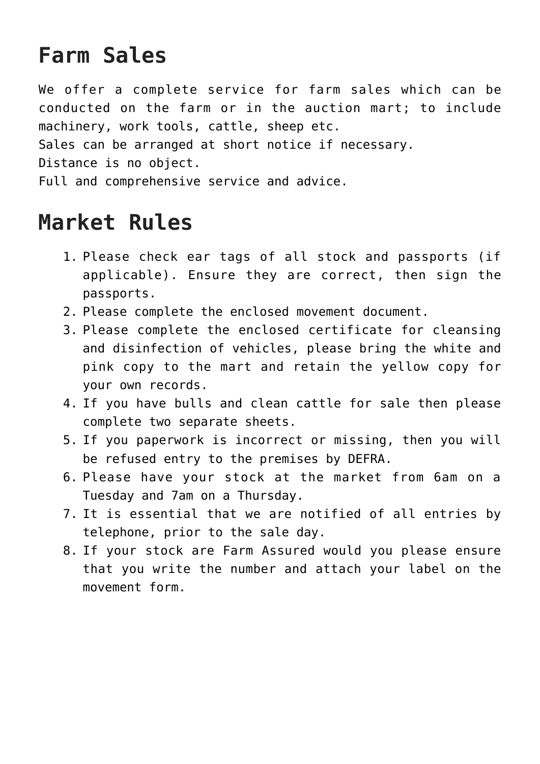# Farm Sales

We offer a complete service for farm sales which can be conducted on the farm or in the auction mart; to include machinery, work tools, cattle, sheep etc.
Sales can be arranged at short notice if necessary.
Distance is no object.
Full and comprehensive service and advice.

# Market Rules

1. Please check ear tags of all stock and passports (if applicable). Ensure they are correct, then sign the passports.
2. Please complete the enclosed movement document.
3. Please complete the enclosed certificate for cleansing and disinfection of vehicles, please bring the white and pink copy to the mart and retain the yellow copy for your own records.
4. If you have bulls and clean cattle for sale then please complete two separate sheets.
5. If you paperwork is incorrect or missing, then you will be refused entry to the premises by DEFRA.
6. Please have your stock at the market from 6am on a Tuesday and 7am on a Thursday.
7. It is essential that we are notified of all entries by telephone, prior to the sale day.
8. If your stock are Farm Assured would you please ensure that you write the number and attach your label on the movement form.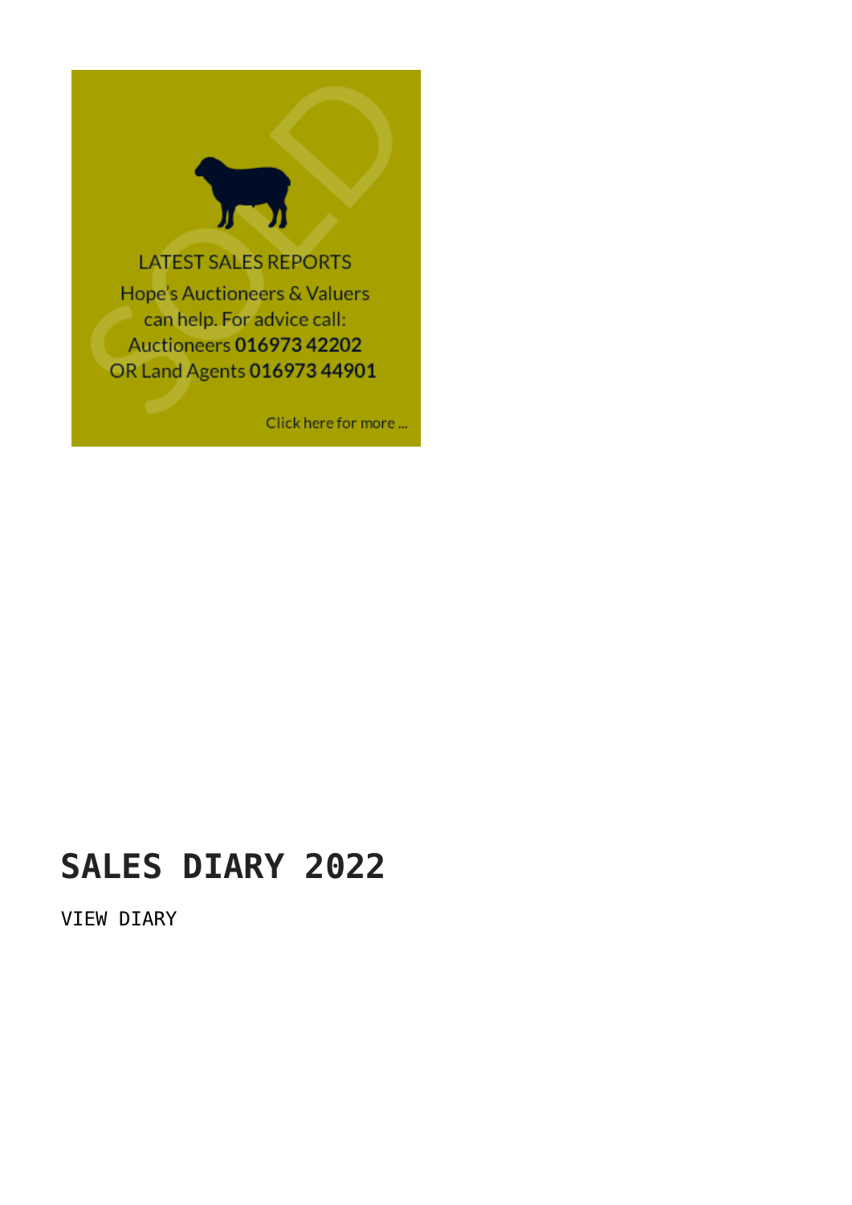LATEST SALES REPORTS

Hope's Auctioneers & Valuers can help. For advice call:
Auctioneers **016973 42202**
OR Land Agents **016973 44901**

Click here for more ...

## SALES DIARY 2022

VIEW DIARY